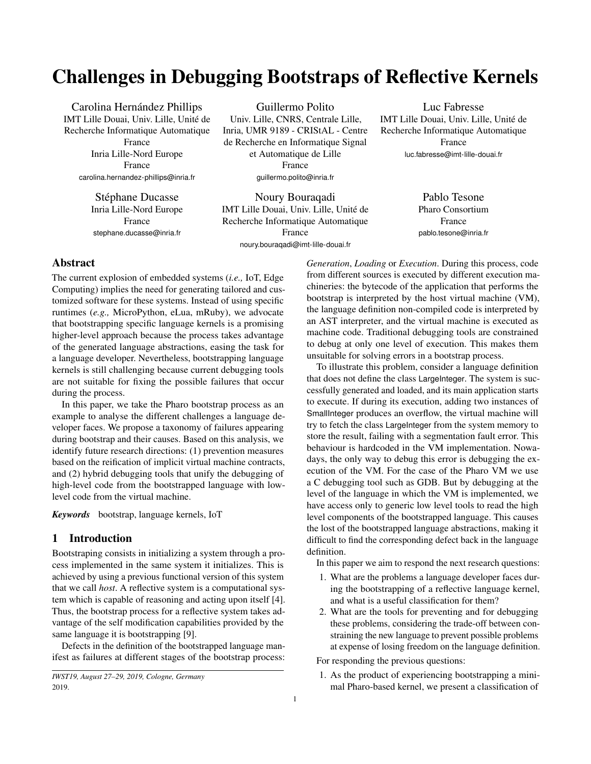# Challenges in Debugging Bootstraps of Reflective Kernels

Carolina Hernández Phillips
IMT Lille Douai, Univ. Lille, Unité de Recherche Informatique Automatique
France
Inria Lille-Nord Europe
France
carolina.hernandez-phillips@inria.fr

Guillermo Polito
Univ. Lille, CNRS, Centrale Lille, Inria, UMR 9189 - CRIStAL - Centre de Recherche en Informatique Signal et Automatique de Lille
France
guillermo.polito@inria.fr

Luc Fabresse
IMT Lille Douai, Univ. Lille, Unité de Recherche Informatique Automatique
France
luc.fabresse@imt-lille-douai.fr

Stéphane Ducasse
Inria Lille-Nord Europe
France
stephane.ducasse@inria.fr

Noury Bouraqadi
IMT Lille Douai, Univ. Lille, Unité de Recherche Informatique Automatique
France
noury.bouraqadi@imt-lille-douai.fr

Pablo Tesone
Pharo Consortium
France
pablo.tesone@inria.fr

## Abstract

The current explosion of embedded systems (*i.e.,* IoT, Edge Computing) implies the need for generating tailored and customized software for these systems. Instead of using specific runtimes (*e.g.,* MicroPython, eLua, mRuby), we advocate that bootstrapping specific language kernels is a promising higher-level approach because the process takes advantage of the generated language abstractions, easing the task for a language developer. Nevertheless, bootstrapping language kernels is still challenging because current debugging tools are not suitable for fixing the possible failures that occur during the process.

In this paper, we take the Pharo bootstrap process as an example to analyse the different challenges a language developer faces. We propose a taxonomy of failures appearing during bootstrap and their causes. Based on this analysis, we identify future research directions: (1) prevention measures based on the reification of implicit virtual machine contracts, and (2) hybrid debugging tools that unify the debugging of high-level code from the bootstrapped language with low-level code from the virtual machine.

***Keywords*** bootstrap, language kernels, IoT

## 1 Introduction

Bootstraping consists in initializing a system through a process implemented in the same system it initializes. This is achieved by using a previous functional version of this system that we call *host*. A reflective system is a computational system which is capable of reasoning and acting upon itself [4]. Thus, the bootstrap process for a reflective system takes advantage of the self modification capabilities provided by the same language it is bootstrapping [9].

Defects in the definition of the bootstrapped language manifest as failures at different stages of the bootstrap process: *Generation*, *Loading* or *Execution*. During this process, code from different sources is executed by different execution machineries: the bytecode of the application that performs the bootstrap is interpreted by the host virtual machine (VM), the language definition non-compiled code is interpreted by an AST interpreter, and the virtual machine is executed as machine code. Traditional debugging tools are constrained to debug at only one level of execution. This makes them unsuitable for solving errors in a bootstrap process.

To illustrate this problem, consider a language definition that does not define the class LargeInteger. The system is successfully generated and loaded, and its main application starts to execute. If during its execution, adding two instances of SmallInteger produces an overflow, the virtual machine will try to fetch the class LargeInteger from the system memory to store the result, failing with a segmentation fault error. This behaviour is hardcoded in the VM implementation. Nowadays, the only way to debug this error is debugging the execution of the VM. For the case of the Pharo VM we use a C debugging tool such as GDB. But by debugging at the level of the language in which the VM is implemented, we have access only to generic low level tools to read the high level components of the bootstrapped language. This causes the lost of the bootstrapped language abstractions, making it difficult to find the corresponding defect back in the language definition.

In this paper we aim to respond the next research questions:

1. What are the problems a language developer faces during the bootstrapping of a reflective language kernel, and what is a useful classification for them?
2. What are the tools for preventing and for debugging these problems, considering the trade-off between constraining the new language to prevent possible problems at expense of losing freedom on the language definition.

For responding the previous questions:

1. As the product of experiencing bootstrapping a minimal Pharo-based kernel, we present a classification of

*IWST19, August 27–29, 2019, Cologne, Germany*
2019.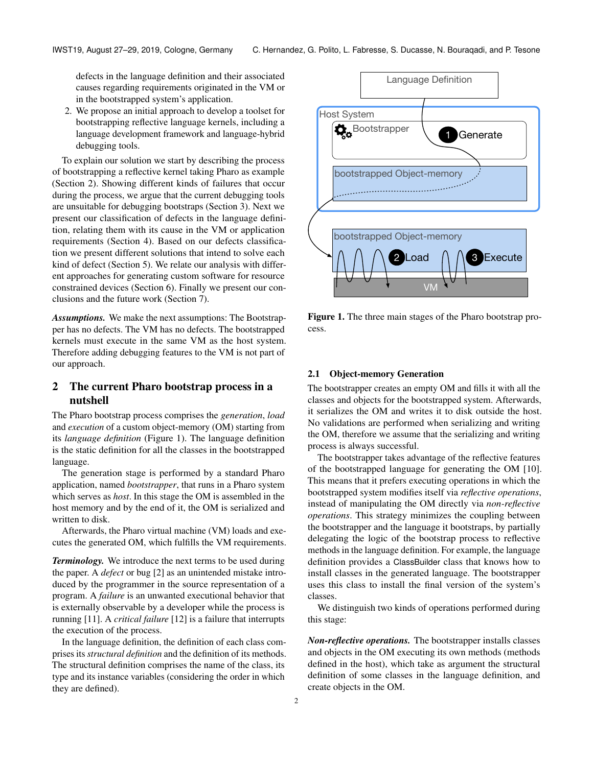defects in the language definition and their associated causes regarding requirements originated in the VM or in the bootstrapped system's application.
2. We propose an initial approach to develop a toolset for bootstrapping reflective language kernels, including a language development framework and language-hybrid debugging tools.

To explain our solution we start by describing the process of bootstrapping a reflective kernel taking Pharo as example (Section 2). Showing different kinds of failures that occur during the process, we argue that the current debugging tools are unsuitable for debugging bootstraps (Section 3). Next we present our classification of defects in the language definition, relating them with its cause in the VM or application requirements (Section 4). Based on our defects classification we present different solutions that intend to solve each kind of defect (Section 5). We relate our analysis with different approaches for generating custom software for resource constrained devices (Section 6). Finally we present our conclusions and the future work (Section 7).

***Assumptions.*** We make the next assumptions: The Bootstrapper has no defects. The VM has no defects. The bootstrapped kernels must execute in the same VM as the host system. Therefore adding debugging features to the VM is not part of our approach.

## 2 The current Pharo bootstrap process in a nutshell

The Pharo bootstrap process comprises the *generation*, *load* and *execution* of a custom object-memory (OM) starting from its *language definition* (Figure 1). The language definition is the static definition for all the classes in the bootstrapped language.

The generation stage is performed by a standard Pharo application, named *bootstrapper*, that runs in a Pharo system which serves as *host*. In this stage the OM is assembled in the host memory and by the end of it, the OM is serialized and written to disk.

Afterwards, the Pharo virtual machine (VM) loads and executes the generated OM, which fulfills the VM requirements.

***Terminology.*** We introduce the next terms to be used during the paper. A *defect* or bug [2] as an unintended mistake introduced by the programmer in the source representation of a program. A *failure* is an unwanted executional behavior that is externally observable by a developer while the process is running [11]. A *critical failure* [12] is a failure that interrupts the execution of the process.

In the language definition, the definition of each class comprises its *structural definition* and the definition of its methods. The structural definition comprises the name of the class, its type and its instance variables (considering the order in which they are defined).

Language Definition

Host System

Bootstrapper

1 Generate

bootstrapped Object-memory

bootstrapped Object-memory

2 Load

3 Execute

VM

**Figure 1.** The three main stages of the Pharo bootstrap process.

### 2.1 Object-memory Generation

The bootstrapper creates an empty OM and fills it with all the classes and objects for the bootstrapped system. Afterwards, it serializes the OM and writes it to disk outside the host. No validations are performed when serializing and writing the OM, therefore we assume that the serializing and writing process is always successful.

The bootstrapper takes advantage of the reflective features of the bootstrapped language for generating the OM [10]. This means that it prefers executing operations in which the bootstrapped system modifies itself via *reflective operations*, instead of manipulating the OM directly via *non-reflective operations*. This strategy minimizes the coupling between the bootstrapper and the language it bootstraps, by partially delegating the logic of the bootstrap process to reflective methods in the language definition. For example, the language definition provides a ClassBuilder class that knows how to install classes in the generated language. The bootstrapper uses this class to install the final version of the system's classes.

We distinguish two kinds of operations performed during this stage:

***Non-reflective operations.*** The bootstrapper installs classes and objects in the OM executing its own methods (methods defined in the host), which take as argument the structural definition of some classes in the language definition, and create objects in the OM.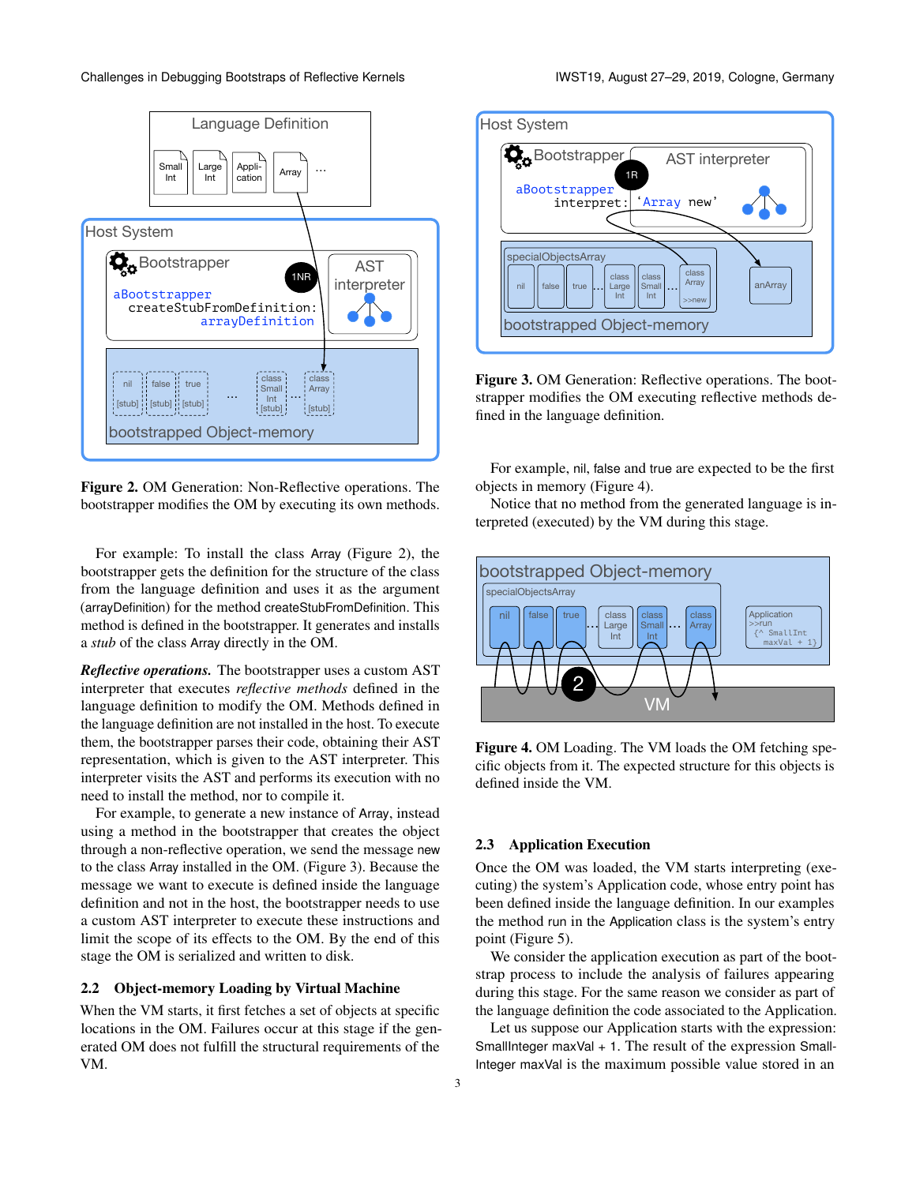**Figure 2.** OM Generation: Non-Reflective operations. The bootstrapper modifies the OM by executing its own methods.

For example: To install the class Array (Figure 2), the bootstrapper gets the definition for the structure of the class from the language definition and uses it as the argument (arrayDefinition) for the method createStubFromDefinition. This method is defined in the bootstrapper. It generates and installs a *stub* of the class Array directly in the OM.

***Reflective operations.*** The bootstrapper uses a custom AST interpreter that executes *reflective methods* defined in the language definition to modify the OM. Methods defined in the language definition are not installed in the host. To execute them, the bootstrapper parses their code, obtaining their AST representation, which is given to the AST interpreter. This interpreter visits the AST and performs its execution with no need to install the method, nor to compile it.

For example, to generate a new instance of Array, instead using a method in the bootstrapper that creates the object through a non-reflective operation, we send the message new to the class Array installed in the OM. (Figure 3). Because the message we want to execute is defined inside the language definition and not in the host, the bootstrapper needs to use a custom AST interpreter to execute these instructions and limit the scope of its effects to the OM. By the end of this stage the OM is serialized and written to disk.

### 2.2 Object-memory Loading by Virtual Machine

When the VM starts, it first fetches a set of objects at specific locations in the OM. Failures occur at this stage if the generated OM does not fulfill the structural requirements of the VM.

**Figure 3.** OM Generation: Reflective operations. The bootstrapper modifies the OM executing reflective methods defined in the language definition.

For example, nil, false and true are expected to be the first objects in memory (Figure 4).

Notice that no method from the generated language is interpreted (executed) by the VM during this stage.

**Figure 4.** OM Loading. The VM loads the OM fetching specific objects from it. The expected structure for this objects is defined inside the VM.

### 2.3 Application Execution

Once the OM was loaded, the VM starts interpreting (executing) the system's Application code, whose entry point has been defined inside the language definition. In our examples the method run in the Application class is the system's entry point (Figure 5).

We consider the application execution as part of the bootstrap process to include the analysis of failures appearing during this stage. For the same reason we consider as part of the language definition the code associated to the Application.

Let us suppose our Application starts with the expression: SmallInteger maxVal + 1. The result of the expression SmallInteger maxVal is the maximum possible value stored in an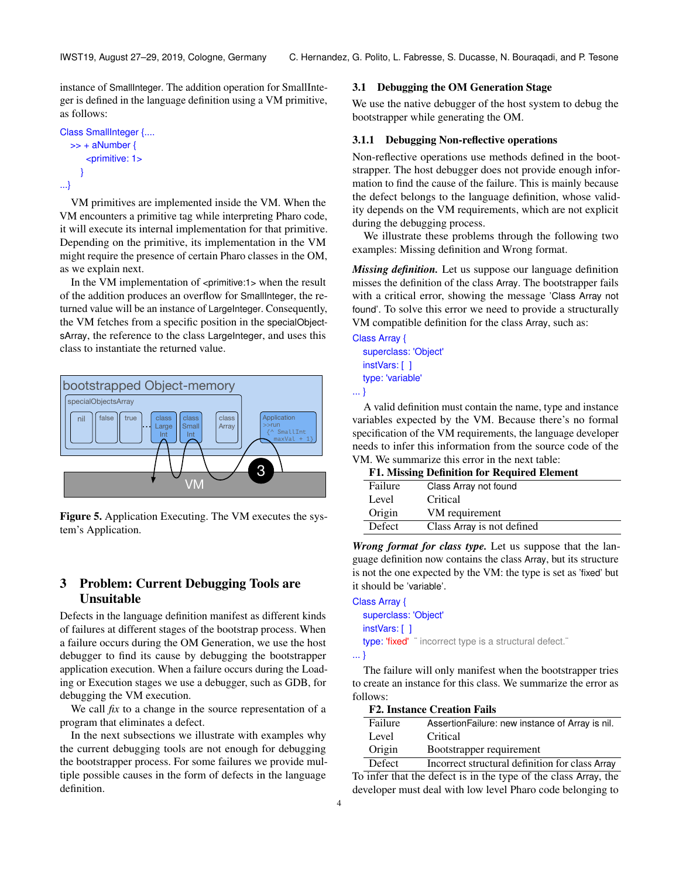instance of SmallInteger. The addition operation for SmallInteger is defined in the language definition using a VM primitive, as follows:

```
Class SmallInteger {....
  >> + aNumber {
      <primitive: 1>
  }
...}
```

VM primitives are implemented inside the VM. When the VM encounters a primitive tag while interpreting Pharo code, it will execute its internal implementation for that primitive. Depending on the primitive, its implementation in the VM might require the presence of certain Pharo classes in the OM, as we explain next.

In the VM implementation of <primitive:1> when the result of the addition produces an overflow for SmallInteger, the returned value will be an instance of LargeInteger. Consequently, the VM fetches from a specific position in the specialObjectsArray, the reference to the class LargeInteger, and uses this class to instantiate the returned value.

**Figure 5.** Application Executing. The VM executes the system's Application.

# 3 Problem: Current Debugging Tools are Unsuitable

Defects in the language definition manifest as different kinds of failures at different stages of the bootstrap process. When a failure occurs during the OM Generation, we use the host debugger to find its cause by debugging the bootstrapper application execution. When a failure occurs during the Loading or Execution stages we use a debugger, such as GDB, for debugging the VM execution.

We call *fix* to a change in the source representation of a program that eliminates a defect.

In the next subsections we illustrate with examples why the current debugging tools are not enough for debugging the bootstrapper process. For some failures we provide multiple possible causes in the form of defects in the language definition.

## 3.1 Debugging the OM Generation Stage

We use the native debugger of the host system to debug the bootstrapper while generating the OM.

### 3.1.1 Debugging Non-reflective operations

Non-reflective operations use methods defined in the bootstrapper. The host debugger does not provide enough information to find the cause of the failure. This is mainly because the defect belongs to the language definition, whose validity depends on the VM requirements, which are not explicit during the debugging process.

We illustrate these problems through the following two examples: Missing definition and Wrong format.

***Missing definition.*** Let us suppose our language definition misses the definition of the class Array. The bootstrapper fails with a critical error, showing the message 'Class Array not found'. To solve this error we need to provide a structurally VM compatible definition for the class Array, such as:

```
Class Array {
  superclass: 'Object'
  instVars: [ ]
  type: 'variable'
... }
```

A valid definition must contain the name, type and instance variables expected by the VM. Because there's no formal specification of the VM requirements, the language developer needs to infer this information from the source code of the VM. We summarize this error in the next table:

**F1. Missing Definition for Required Element**

| | |
|---|---|
| Failure | Class Array not found |
| Level | Critical |
| Origin | VM requirement |
| Defect | Class Array is not defined |

***Wrong format for class type.*** Let us suppose that the language definition now contains the class Array, but its structure is not the one expected by the VM: the type is set as 'fixed' but it should be 'variable'.

```
Class Array {
  superclass: 'Object'
  instVars: [ ]
  type: 'fixed'  "incorrect type is a structural defect."
... }
```

The failure will only manifest when the bootstrapper tries to create an instance for this class. We summarize the error as follows:

**F2. Instance Creation Fails**

| | |
|---|---|
| Failure | AssertionFailure: new instance of Array is nil. |
| Level | Critical |
| Origin | Bootstrapper requirement |
| Defect | Incorrect structural definition for class Array |

To infer that the defect is in the type of the class Array, the developer must deal with low level Pharo code belonging to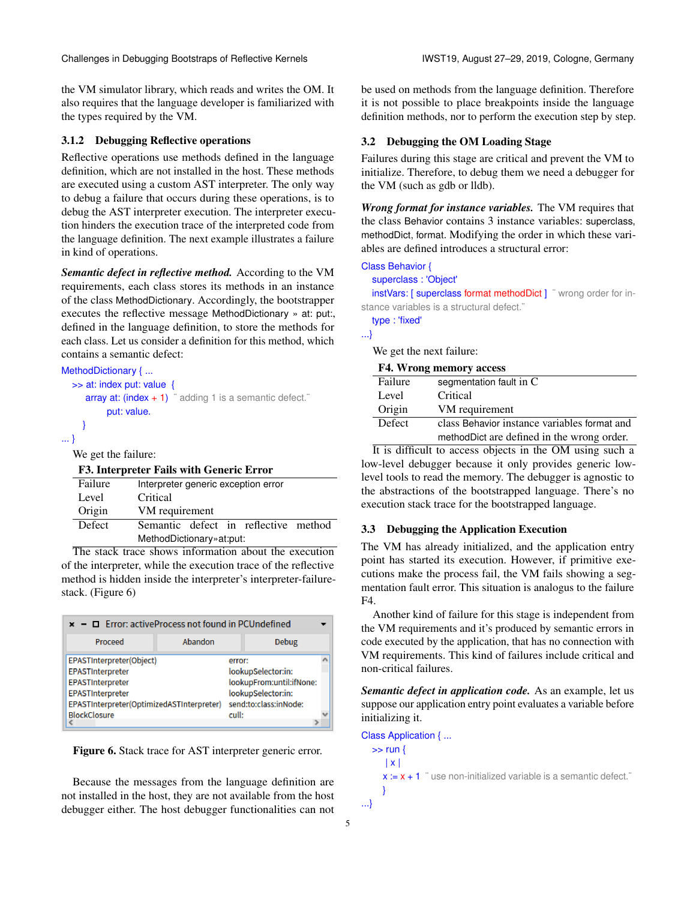the VM simulator library, which reads and writes the OM. It also requires that the language developer is familiarized with the types required by the VM.

#### 3.1.2 Debugging Reflective operations

Reflective operations use methods defined in the language definition, which are not installed in the host. These methods are executed using a custom AST interpreter. The only way to debug a failure that occurs during these operations, is to debug the AST interpreter execution. The interpreter execution hinders the execution trace of the interpreted code from the language definition. The next example illustrates a failure in kind of operations.

***Semantic defect in reflective method.*** According to the VM requirements, each class stores its methods in an instance of the class MethodDictionary. Accordingly, the bootstrapper executes the reflective message MethodDictionary » at: put:, defined in the language definition, to store the methods for each class. Let us consider a definition for this method, which contains a semantic defect:

```
MethodDictionary { ...
  >> at: index put: value {
     array at: (index + 1) " adding 1 is a semantic defect."
         put: value.
  }
... }
```

We get the failure:

**F3. Interpreter Fails with Generic Error**

| | |
|---|---|
| Failure | Interpreter generic exception error |
| Level | Critical |
| Origin | VM requirement |
| Defect | Semantic defect in reflective method MethodDictionary»at:put: |

The stack trace shows information about the execution of the interpreter, while the execution trace of the reflective method is hidden inside the interpreter's interpreter-failure-stack. (Figure 6)

Figure 6. Stack trace for AST interpreter generic error.

Because the messages from the language definition are not installed in the host, they are not available from the host debugger either. The host debugger functionalities can not be used on methods from the language definition. Therefore it is not possible to place breakpoints inside the language definition methods, nor to perform the execution step by step.

### 3.2 Debugging the OM Loading Stage

Failures during this stage are critical and prevent the VM to initialize. Therefore, to debug them we need a debugger for the VM (such as gdb or lldb).

***Wrong format for instance variables.*** The VM requires that the class Behavior contains 3 instance variables: superclass, methodDict, format. Modifying the order in which these variables are defined introduces a structural error:

```
Class Behavior {
  superclass : 'Object'
  instVars: [ superclass format methodDict ] " wrong order for instance variables is a structural defect."
  type : 'fixed'
...}
```

We get the next failure:

**F4. Wrong memory access**

| | |
|---|---|
| Failure | segmentation fault in C |
| Level | Critical |
| Origin | VM requirement |
| Defect | class Behavior instance variables format and methodDict are defined in the wrong order. |

It is difficult to access objects in the OM using such a low-level debugger because it only provides generic low-level tools to read the memory. The debugger is agnostic to the abstractions of the bootstrapped language. There's no execution stack trace for the bootstrapped language.

### 3.3 Debugging the Application Execution

The VM has already initialized, and the application entry point has started its execution. However, if primitive executions make the process fail, the VM fails showing a segmentation fault error. This situation is analogous to the failure F4.

Another kind of failure for this stage is independent from the VM requirements and it's produced by semantic errors in code executed by the application, that has no connection with VM requirements. This kind of failures include critical and non-critical failures.

***Semantic defect in application code.*** As an example, let us suppose our application entry point evaluates a variable before initializing it.

```
Class Application { ...
  >> run {
     | x |
    x := x + 1 " use non-initialized variable is a semantic defect."
    }
...}
```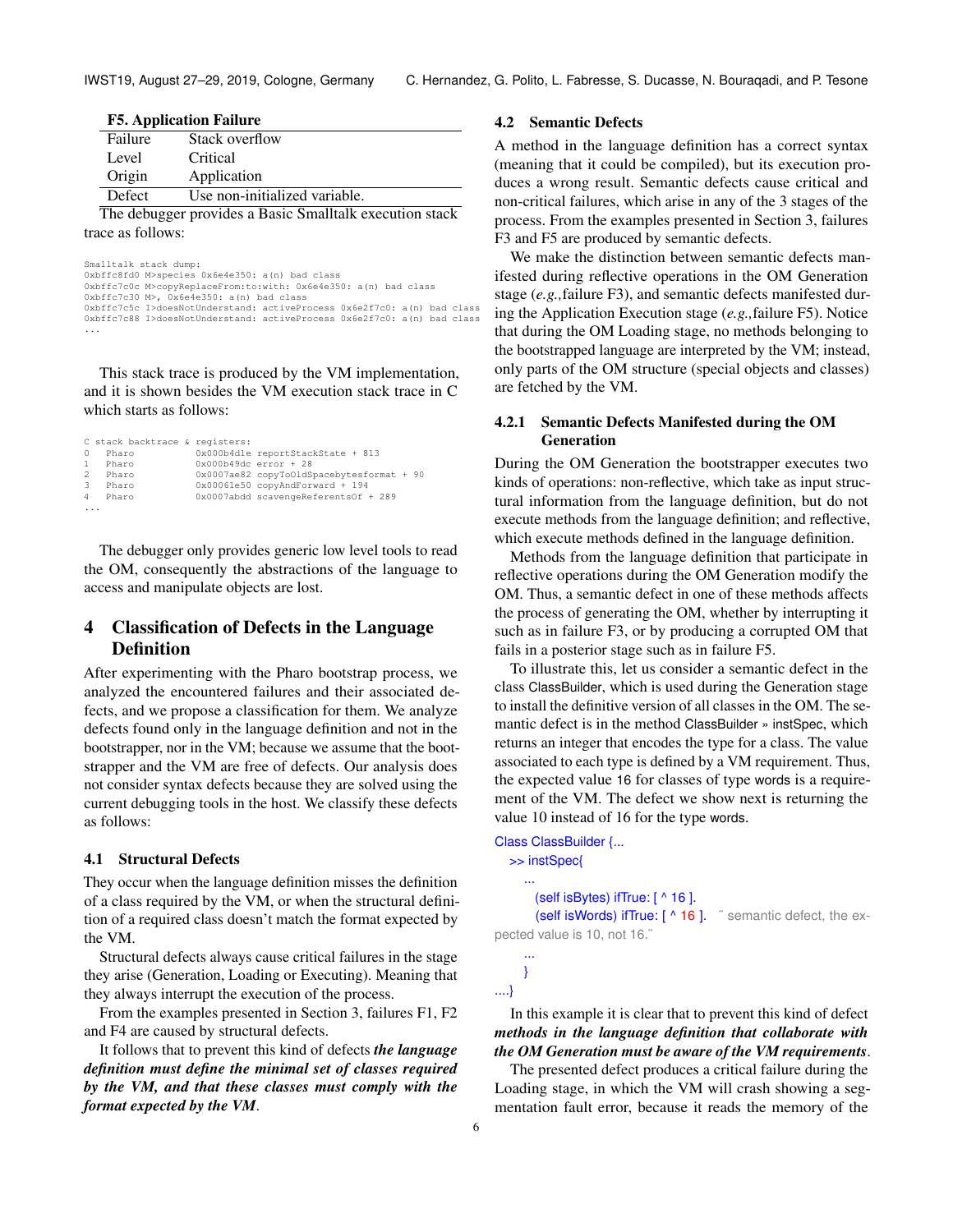**F5. Application Failure**

| | |
|---|---|
| Failure | Stack overflow |
| Level | Critical |
| Origin | Application |
| Defect | Use non-initialized variable. |

The debugger provides a Basic Smalltalk execution stack trace as follows:

```
Smalltalk stack dump:
0xbffc8fd0 M>species 0x6e4e350: a(n) bad class
0xbffc7c0c M>copyReplaceFrom:to:with: 0x6e4e350: a(n) bad class
0xbffc7c30 M>, 0x6e4e350: a(n) bad class
0xbffc7c5c I>doesNotUnderstand: activeProcess 0x6e2f7c0: a(n) bad class
0xbffc7c88 I>doesNotUnderstand: activeProcess 0x6e2f7c0: a(n) bad class
...
```

This stack trace is produced by the VM implementation, and it is shown besides the VM execution stack trace in C which starts as follows:

```
C stack backtrace & registers:
0    Pharo          0x000b4d1e reportStackState + 813
1    Pharo          0x000b49dc error + 28
2    Pharo          0x0007ae82 copyToOldSpacebytesformat + 90
3    Pharo          0x00061e50 copyAndForward + 194
4    Pharo          0x0007abdd scavengeReferentsOf + 289
...
```

The debugger only provides generic low level tools to read the OM, consequently the abstractions of the language to access and manipulate objects are lost.

# 4 Classification of Defects in the Language Definition

After experimenting with the Pharo bootstrap process, we analyzed the encountered failures and their associated defects, and we propose a classification for them. We analyze defects found only in the language definition and not in the bootstrapper, nor in the VM; because we assume that the bootstrapper and the VM are free of defects. Our analysis does not consider syntax defects because they are solved using the current debugging tools in the host. We classify these defects as follows:

## 4.1 Structural Defects

They occur when the language definition misses the definition of a class required by the VM, or when the structural definition of a required class doesn't match the format expected by the VM.

Structural defects always cause critical failures in the stage they arise (Generation, Loading or Executing). Meaning that they always interrupt the execution of the process.

From the examples presented in Section 3, failures F1, F2 and F4 are caused by structural defects.

It follows that to prevent this kind of defects ***the language definition must define the minimal set of classes required by the VM, and that these classes must comply with the format expected by the VM***.

## 4.2 Semantic Defects

A method in the language definition has a correct syntax (meaning that it could be compiled), but its execution produces a wrong result. Semantic defects cause critical and non-critical failures, which arise in any of the 3 stages of the process. From the examples presented in Section 3, failures F3 and F5 are produced by semantic defects.

We make the distinction between semantic defects manifested during reflective operations in the OM Generation stage (*e.g.,* failure F3), and semantic defects manifested during the Application Execution stage (*e.g.,* failure F5). Notice that during the OM Loading stage, no methods belonging to the bootstrapped language are interpreted by the VM; instead, only parts of the OM structure (special objects and classes) are fetched by the VM.

### 4.2.1 Semantic Defects Manifested during the OM Generation

During the OM Generation the bootstrapper executes two kinds of operations: non-reflective, which take as input structural information from the language definition, but do not execute methods from the language definition; and reflective, which execute methods defined in the language definition.

Methods from the language definition that participate in reflective operations during the OM Generation modify the OM. Thus, a semantic defect in one of these methods affects the process of generating the OM, whether by interrupting it such as in failure F3, or by producing a corrupted OM that fails in a posterior stage such as in failure F5.

To illustrate this, let us consider a semantic defect in the class ClassBuilder, which is used during the Generation stage to install the definitive version of all classes in the OM. The semantic defect is in the method ClassBuilder » instSpec, which returns an integer that encodes the type for a class. The value associated to each type is defined by a VM requirement. Thus, the expected value 16 for classes of type words is a requirement of the VM. The defect we show next is returning the value 10 instead of 16 for the type words.

```
Class ClassBuilder {...
  >> instSpec{
     ...
      (self isBytes) ifTrue: [ ^ 16 ].
      (self isWords) ifTrue: [ ^ 16 ].  "semantic defect, the expected value is 10, not 16."
     ...
     }
....}
```

In this example it is clear that to prevent this kind of defect ***methods in the language definition that collaborate with the OM Generation must be aware of the VM requirements***.

The presented defect produces a critical failure during the Loading stage, in which the VM will crash showing a segmentation fault error, because it reads the memory of the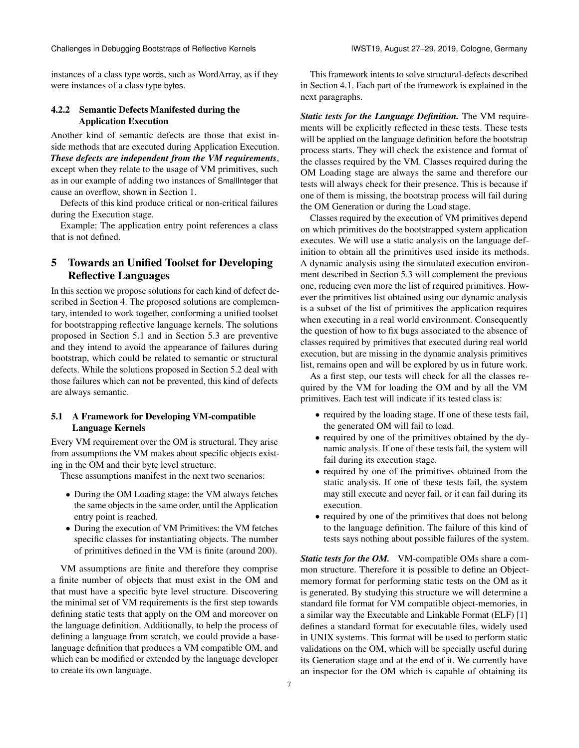instances of a class type words, such as WordArray, as if they were instances of a class type bytes.

#### 4.2.2 Semantic Defects Manifested during the Application Execution

Another kind of semantic defects are those that exist inside methods that are executed during Application Execution. ***These defects are independent from the VM requirements***, except when they relate to the usage of VM primitives, such as in our example of adding two instances of SmallInteger that cause an overflow, shown in Section 1.

Defects of this kind produce critical or non-critical failures during the Execution stage.

Example: The application entry point references a class that is not defined.

## 5 Towards an Unified Toolset for Developing Reflective Languages

In this section we propose solutions for each kind of defect described in Section 4. The proposed solutions are complementary, intended to work together, conforming a unified toolset for bootstrapping reflective language kernels. The solutions proposed in Section 5.1 and in Section 5.3 are preventive and they intend to avoid the appearance of failures during bootstrap, which could be related to semantic or structural defects. While the solutions proposed in Section 5.2 deal with those failures which can not be prevented, this kind of defects are always semantic.

### 5.1 A Framework for Developing VM-compatible Language Kernels

Every VM requirement over the OM is structural. They arise from assumptions the VM makes about specific objects existing in the OM and their byte level structure.

These assumptions manifest in the next two scenarios:

- During the OM Loading stage: the VM always fetches the same objects in the same order, until the Application entry point is reached.
- During the execution of VM Primitives: the VM fetches specific classes for instantiating objects. The number of primitives defined in the VM is finite (around 200).

VM assumptions are finite and therefore they comprise a finite number of objects that must exist in the OM and that must have a specific byte level structure. Discovering the minimal set of VM requirements is the first step towards defining static tests that apply on the OM and moreover on the language definition. Additionally, to help the process of defining a language from scratch, we could provide a base-language definition that produces a VM compatible OM, and which can be modified or extended by the language developer to create its own language.

This framework intents to solve structural-defects described in Section 4.1. Each part of the framework is explained in the next paragraphs.

***Static tests for the Language Definition.*** The VM requirements will be explicitly reflected in these tests. These tests will be applied on the language definition before the bootstrap process starts. They will check the existence and format of the classes required by the VM. Classes required during the OM Loading stage are always the same and therefore our tests will always check for their presence. This is because if one of them is missing, the bootstrap process will fail during the OM Generation or during the Load stage.

Classes required by the execution of VM primitives depend on which primitives do the bootstrapped system application executes. We will use a static analysis on the language definition to obtain all the primitives used inside its methods. A dynamic analysis using the simulated execution environment described in Section 5.3 will complement the previous one, reducing even more the list of required primitives. However the primitives list obtained using our dynamic analysis is a subset of the list of primitives the application requires when executing in a real world environment. Consequently the question of how to fix bugs associated to the absence of classes required by primitives that executed during real world execution, but are missing in the dynamic analysis primitives list, remains open and will be explored by us in future work.

As a first step, our tests will check for all the classes required by the VM for loading the OM and by all the VM primitives. Each test will indicate if its tested class is:

- required by the loading stage. If one of these tests fail, the generated OM will fail to load.
- required by one of the primitives obtained by the dynamic analysis. If one of these tests fail, the system will fail during its execution stage.
- required by one of the primitives obtained from the static analysis. If one of these tests fail, the system may still execute and never fail, or it can fail during its execution.
- required by one of the primitives that does not belong to the language definition. The failure of this kind of tests says nothing about possible failures of the system.

***Static tests for the OM.*** VM-compatible OMs share a common structure. Therefore it is possible to define an Object-memory format for performing static tests on the OM as it is generated. By studying this structure we will determine a standard file format for VM compatible object-memories, in a similar way the Executable and Linkable Format (ELF) [1] defines a standard format for executable files, widely used in UNIX systems. This format will be used to perform static validations on the OM, which will be specially useful during its Generation stage and at the end of it. We currently have an inspector for the OM which is capable of obtaining its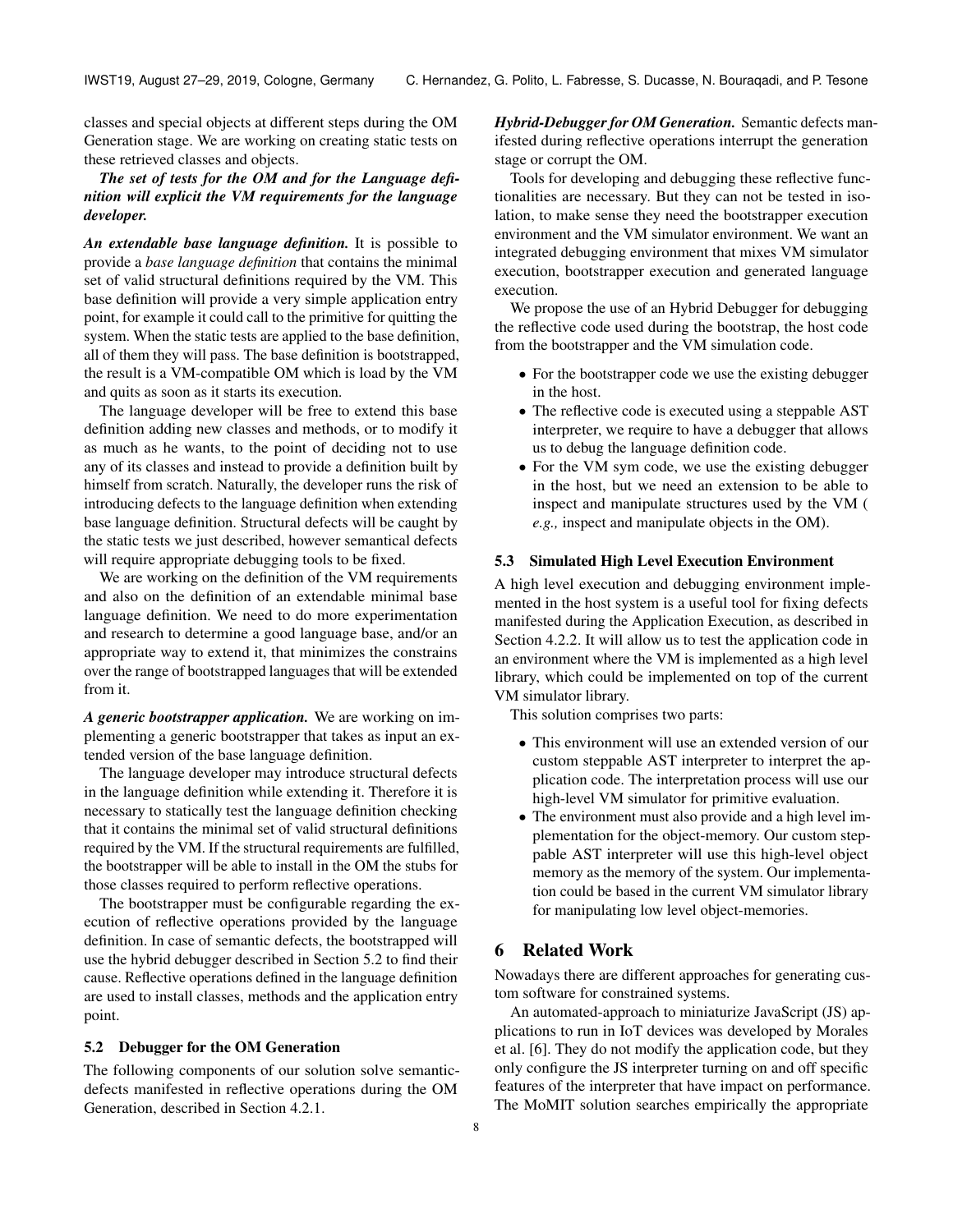classes and special objects at different steps during the OM Generation stage. We are working on creating static tests on these retrieved classes and objects.

***The set of tests for the OM and for the Language definition will explicit the VM requirements for the language developer.***

***An extendable base language definition.*** It is possible to provide a *base language definition* that contains the minimal set of valid structural definitions required by the VM. This base definition will provide a very simple application entry point, for example it could call to the primitive for quitting the system. When the static tests are applied to the base definition, all of them they will pass. The base definition is bootstrapped, the result is a VM-compatible OM which is load by the VM and quits as soon as it starts its execution.

The language developer will be free to extend this base definition adding new classes and methods, or to modify it as much as he wants, to the point of deciding not to use any of its classes and instead to provide a definition built by himself from scratch. Naturally, the developer runs the risk of introducing defects to the language definition when extending base language definition. Structural defects will be caught by the static tests we just described, however semantical defects will require appropriate debugging tools to be fixed.

We are working on the definition of the VM requirements and also on the definition of an extendable minimal base language definition. We need to do more experimentation and research to determine a good language base, and/or an appropriate way to extend it, that minimizes the constrains over the range of bootstrapped languages that will be extended from it.

***A generic bootstrapper application.*** We are working on implementing a generic bootstrapper that takes as input an extended version of the base language definition.

The language developer may introduce structural defects in the language definition while extending it. Therefore it is necessary to statically test the language definition checking that it contains the minimal set of valid structural definitions required by the VM. If the structural requirements are fulfilled, the bootstrapper will be able to install in the OM the stubs for those classes required to perform reflective operations.

The bootstrapper must be configurable regarding the execution of reflective operations provided by the language definition. In case of semantic defects, the bootstrapped will use the hybrid debugger described in Section 5.2 to find their cause. Reflective operations defined in the language definition are used to install classes, methods and the application entry point.

### 5.2 Debugger for the OM Generation

The following components of our solution solve semantic-defects manifested in reflective operations during the OM Generation, described in Section 4.2.1.

***Hybrid-Debugger for OM Generation.*** Semantic defects manifested during reflective operations interrupt the generation stage or corrupt the OM.

Tools for developing and debugging these reflective functionalities are necessary. But they can not be tested in isolation, to make sense they need the bootstrapper execution environment and the VM simulator environment. We want an integrated debugging environment that mixes VM simulator execution, bootstrapper execution and generated language execution.

We propose the use of an Hybrid Debugger for debugging the reflective code used during the bootstrap, the host code from the bootstrapper and the VM simulation code.

- For the bootstrapper code we use the existing debugger in the host.
- The reflective code is executed using a steppable AST interpreter, we require to have a debugger that allows us to debug the language definition code.
- For the VM sym code, we use the existing debugger in the host, but we need an extension to be able to inspect and manipulate structures used by the VM ( *e.g.,* inspect and manipulate objects in the OM).

### 5.3 Simulated High Level Execution Environment

A high level execution and debugging environment implemented in the host system is a useful tool for fixing defects manifested during the Application Execution, as described in Section 4.2.2. It will allow us to test the application code in an environment where the VM is implemented as a high level library, which could be implemented on top of the current VM simulator library.

This solution comprises two parts:

- This environment will use an extended version of our custom steppable AST interpreter to interpret the application code. The interpretation process will use our high-level VM simulator for primitive evaluation.
- The environment must also provide and a high level implementation for the object-memory. Our custom steppable AST interpreter will use this high-level object memory as the memory of the system. Our implementation could be based in the current VM simulator library for manipulating low level object-memories.

## 6 Related Work

Nowadays there are different approaches for generating custom software for constrained systems.

An automated-approach to miniaturize JavaScript (JS) applications to run in IoT devices was developed by Morales et al. [6]. They do not modify the application code, but they only configure the JS interpreter turning on and off specific features of the interpreter that have impact on performance. The MoMIT solution searches empirically the appropriate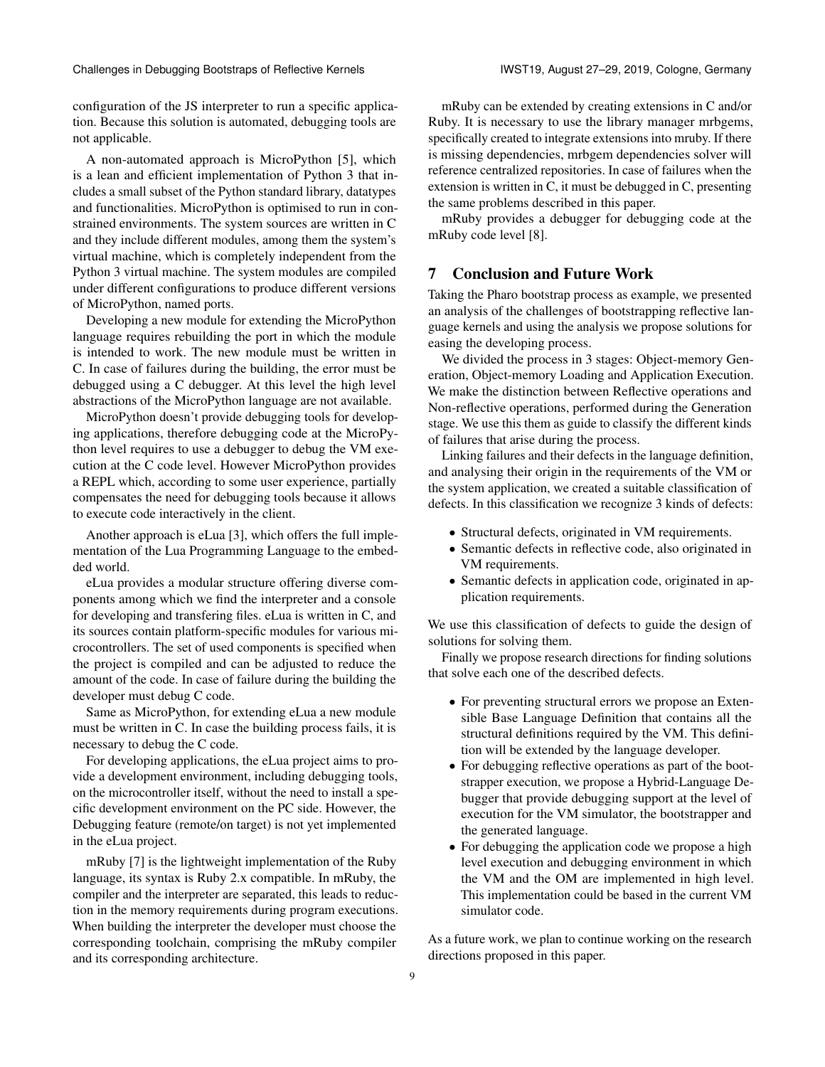configuration of the JS interpreter to run a specific application. Because this solution is automated, debugging tools are not applicable.

A non-automated approach is MicroPython [5], which is a lean and efficient implementation of Python 3 that includes a small subset of the Python standard library, datatypes and functionalities. MicroPython is optimised to run in constrained environments. The system sources are written in C and they include different modules, among them the system's virtual machine, which is completely independent from the Python 3 virtual machine. The system modules are compiled under different configurations to produce different versions of MicroPython, named ports.

Developing a new module for extending the MicroPython language requires rebuilding the port in which the module is intended to work. The new module must be written in C. In case of failures during the building, the error must be debugged using a C debugger. At this level the high level abstractions of the MicroPython language are not available.

MicroPython doesn't provide debugging tools for developing applications, therefore debugging code at the MicroPython level requires to use a debugger to debug the VM execution at the C code level. However MicroPython provides a REPL which, according to some user experience, partially compensates the need for debugging tools because it allows to execute code interactively in the client.

Another approach is eLua [3], which offers the full implementation of the Lua Programming Language to the embedded world.

eLua provides a modular structure offering diverse components among which we find the interpreter and a console for developing and transfering files. eLua is written in C, and its sources contain platform-specific modules for various microcontrollers. The set of used components is specified when the project is compiled and can be adjusted to reduce the amount of the code. In case of failure during the building the developer must debug C code.

Same as MicroPython, for extending eLua a new module must be written in C. In case the building process fails, it is necessary to debug the C code.

For developing applications, the eLua project aims to provide a development environment, including debugging tools, on the microcontroller itself, without the need to install a specific development environment on the PC side. However, the Debugging feature (remote/on target) is not yet implemented in the eLua project.

mRuby [7] is the lightweight implementation of the Ruby language, its syntax is Ruby 2.x compatible. In mRuby, the compiler and the interpreter are separated, this leads to reduction in the memory requirements during program executions. When building the interpreter the developer must choose the corresponding toolchain, comprising the mRuby compiler and its corresponding architecture.

mRuby can be extended by creating extensions in C and/or Ruby. It is necessary to use the library manager mrbgems, specifically created to integrate extensions into mruby. If there is missing dependencies, mrbgem dependencies solver will reference centralized repositories. In case of failures when the extension is written in C, it must be debugged in C, presenting the same problems described in this paper.

mRuby provides a debugger for debugging code at the mRuby code level [8].

## 7 Conclusion and Future Work

Taking the Pharo bootstrap process as example, we presented an analysis of the challenges of bootstrapping reflective language kernels and using the analysis we propose solutions for easing the developing process.

We divided the process in 3 stages: Object-memory Generation, Object-memory Loading and Application Execution. We make the distinction between Reflective operations and Non-reflective operations, performed during the Generation stage. We use this them as guide to classify the different kinds of failures that arise during the process.

Linking failures and their defects in the language definition, and analysing their origin in the requirements of the VM or the system application, we created a suitable classification of defects. In this classification we recognize 3 kinds of defects:

- Structural defects, originated in VM requirements.
- Semantic defects in reflective code, also originated in VM requirements.
- Semantic defects in application code, originated in application requirements.

We use this classification of defects to guide the design of solutions for solving them.

Finally we propose research directions for finding solutions that solve each one of the described defects.

- For preventing structural errors we propose an Extensible Base Language Definition that contains all the structural definitions required by the VM. This definition will be extended by the language developer.
- For debugging reflective operations as part of the bootstrapper execution, we propose a Hybrid-Language Debugger that provide debugging support at the level of execution for the VM simulator, the bootstrapper and the generated language.
- For debugging the application code we propose a high level execution and debugging environment in which the VM and the OM are implemented in high level. This implementation could be based in the current VM simulator code.

As a future work, we plan to continue working on the research directions proposed in this paper.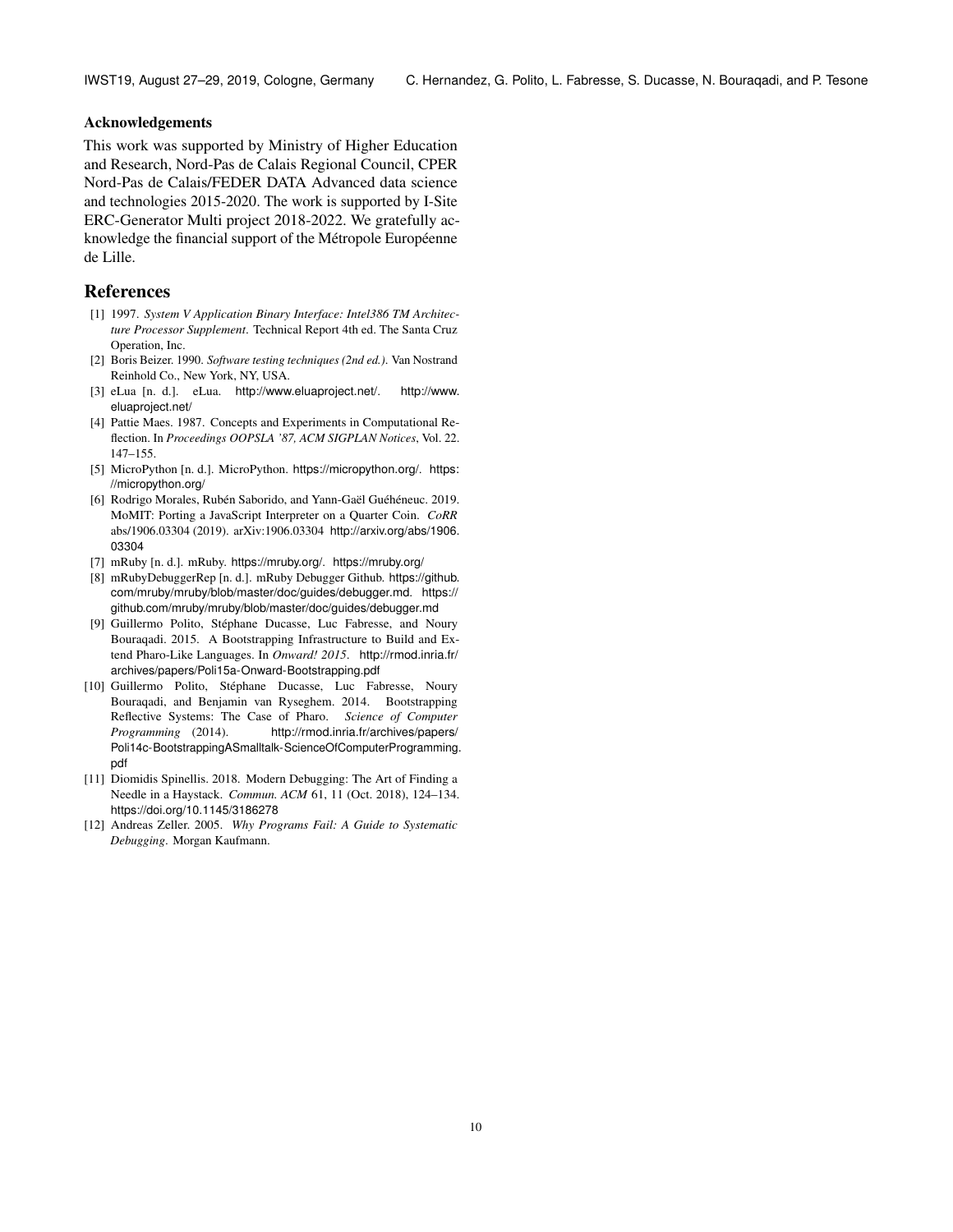## Acknowledgements

This work was supported by Ministry of Higher Education and Research, Nord-Pas de Calais Regional Council, CPER Nord-Pas de Calais/FEDER DATA Advanced data science and technologies 2015-2020. The work is supported by I-Site ERC-Generator Multi project 2018-2022. We gratefully acknowledge the financial support of the Métropole Européenne de Lille.

## References

[1] 1997. *System V Application Binary Interface: Intel386 TM Architecture Processor Supplement*. Technical Report 4th ed. The Santa Cruz Operation, Inc.

[2] Boris Beizer. 1990. *Software testing techniques (2nd ed.)*. Van Nostrand Reinhold Co., New York, NY, USA.

[3] eLua [n. d.]. eLua. http://www.eluaproject.net/. http://www.eluaproject.net/

[4] Pattie Maes. 1987. Concepts and Experiments in Computational Reflection. In *Proceedings OOPSLA '87, ACM SIGPLAN Notices*, Vol. 22. 147–155.

[5] MicroPython [n. d.]. MicroPython. https://micropython.org/. https://micropython.org/

[6] Rodrigo Morales, Rubén Saborido, and Yann-Gaël Guéhéneuc. 2019. MoMIT: Porting a JavaScript Interpreter on a Quarter Coin. *CoRR* abs/1906.03304 (2019). arXiv:1906.03304 http://arxiv.org/abs/1906.03304

[7] mRuby [n. d.]. mRuby. https://mruby.org/. https://mruby.org/

[8] mRubyDebuggerRep [n. d.]. mRuby Debugger Github. https://github.com/mruby/mruby/blob/master/doc/guides/debugger.md. https://github.com/mruby/mruby/blob/master/doc/guides/debugger.md

[9] Guillermo Polito, Stéphane Ducasse, Luc Fabresse, and Noury Bouraqadi. 2015. A Bootstrapping Infrastructure to Build and Extend Pharo-Like Languages. In *Onward! 2015*. http://rmod.inria.fr/archives/papers/Poli15a-Onward-Bootstrapping.pdf

[10] Guillermo Polito, Stéphane Ducasse, Luc Fabresse, Noury Bouraqadi, and Benjamin van Ryseghem. 2014. Bootstrapping Reflective Systems: The Case of Pharo. *Science of Computer Programming* (2014). http://rmod.inria.fr/archives/papers/Poli14c-BootstrappingASmalltalk-ScienceOfComputerProgramming.pdf

[11] Diomidis Spinellis. 2018. Modern Debugging: The Art of Finding a Needle in a Haystack. *Commun. ACM* 61, 11 (Oct. 2018), 124–134. https://doi.org/10.1145/3186278

[12] Andreas Zeller. 2005. *Why Programs Fail: A Guide to Systematic Debugging*. Morgan Kaufmann.